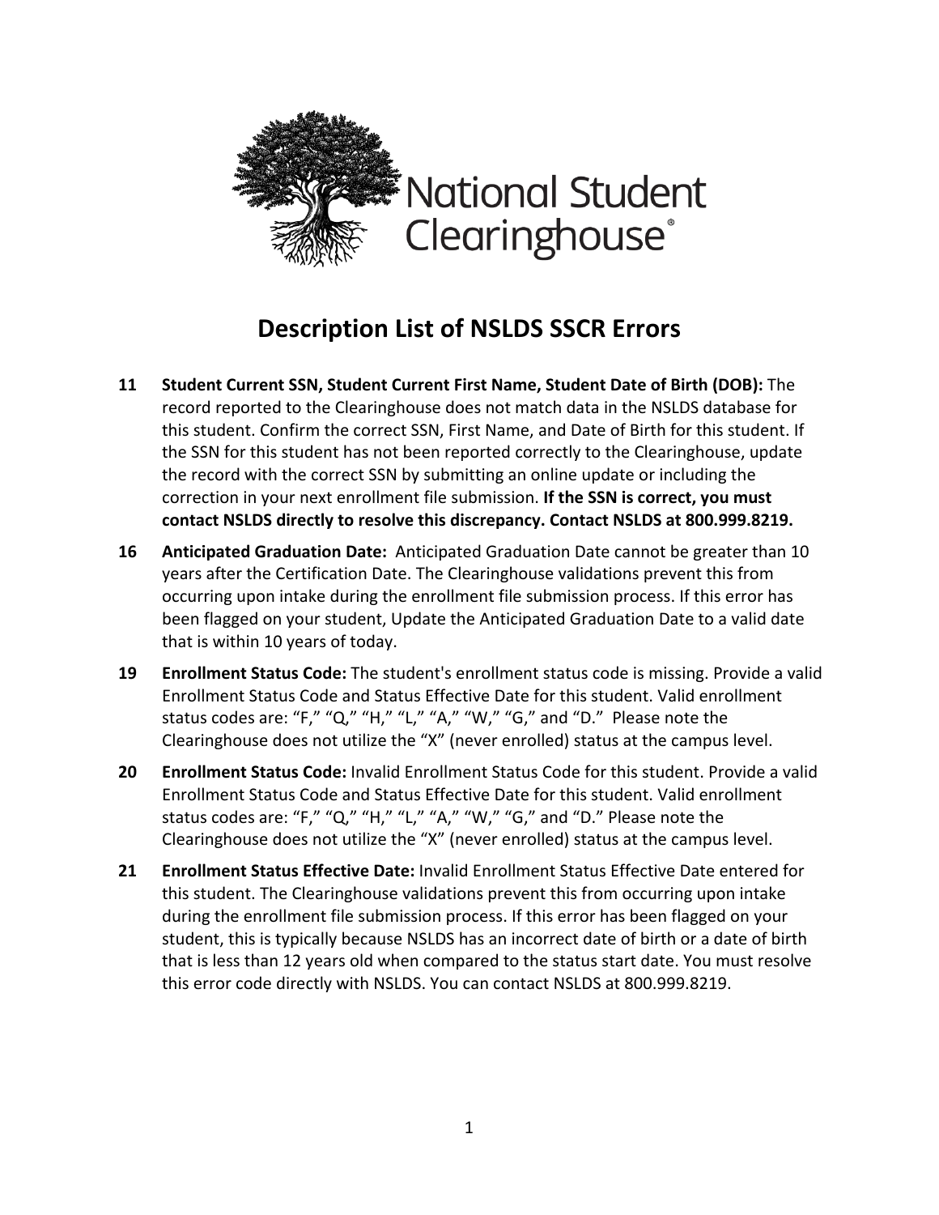# Description List of NSLDS SSCR Errors

**11** **Student Current SSN, Student Current First Name, Student Date of Birth (DOB):** The record reported to the Clearinghouse does not match data in the NSLDS database for this student. Confirm the correct SSN, First Name, and Date of Birth for this student. If the SSN for this student has not been reported correctly to the Clearinghouse, update the record with the correct SSN by submitting an online update or including the correction in your next enrollment file submission. **If the SSN is correct, you must contact NSLDS directly to resolve this discrepancy. Contact NSLDS at 800.999.8219.**

**16** **Anticipated Graduation Date:** Anticipated Graduation Date cannot be greater than 10 years after the Certification Date. The Clearinghouse validations prevent this from occurring upon intake during the enrollment file submission process. If this error has been flagged on your student, Update the Anticipated Graduation Date to a valid date that is within 10 years of today.

**19** **Enrollment Status Code:** The student's enrollment status code is missing. Provide a valid Enrollment Status Code and Status Effective Date for this student. Valid enrollment status codes are: "F," "Q," "H," "L," "A," "W," "G," and "D." Please note the Clearinghouse does not utilize the "X" (never enrolled) status at the campus level.

**20** **Enrollment Status Code:** Invalid Enrollment Status Code for this student. Provide a valid Enrollment Status Code and Status Effective Date for this student. Valid enrollment status codes are: "F," "Q," "H," "L," "A," "W," "G," and "D." Please note the Clearinghouse does not utilize the "X" (never enrolled) status at the campus level.

**21** **Enrollment Status Effective Date:** Invalid Enrollment Status Effective Date entered for this student. The Clearinghouse validations prevent this from occurring upon intake during the enrollment file submission process. If this error has been flagged on your student, this is typically because NSLDS has an incorrect date of birth or a date of birth that is less than 12 years old when compared to the status start date. You must resolve this error code directly with NSLDS. You can contact NSLDS at 800.999.8219.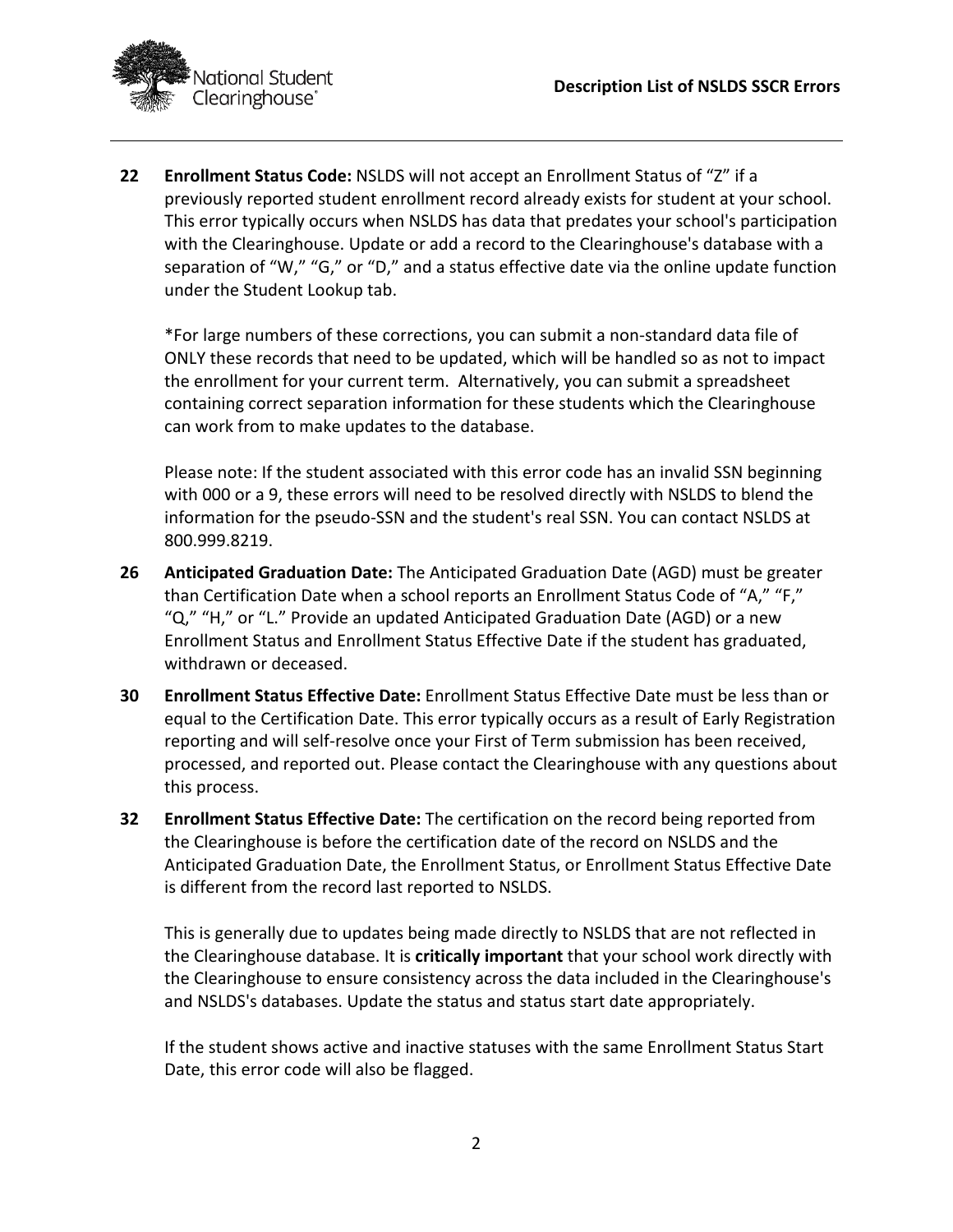**22** **Enrollment Status Code:** NSLDS will not accept an Enrollment Status of "Z" if a previously reported student enrollment record already exists for student at your school. This error typically occurs when NSLDS has data that predates your school's participation with the Clearinghouse. Update or add a record to the Clearinghouse's database with a separation of "W," "G," or "D," and a status effective date via the online update function under the Student Lookup tab.

*For large numbers of these corrections, you can submit a non-standard data file of ONLY these records that need to be updated, which will be handled so as not to impact the enrollment for your current term. Alternatively, you can submit a spreadsheet containing correct separation information for these students which the Clearinghouse can work from to make updates to the database.

Please note: If the student associated with this error code has an invalid SSN beginning with 000 or a 9, these errors will need to be resolved directly with NSLDS to blend the information for the pseudo-SSN and the student's real SSN. You can contact NSLDS at 800.999.8219.

**26** **Anticipated Graduation Date:** The Anticipated Graduation Date (AGD) must be greater than Certification Date when a school reports an Enrollment Status Code of "A," "F," "Q," "H," or "L." Provide an updated Anticipated Graduation Date (AGD) or a new Enrollment Status and Enrollment Status Effective Date if the student has graduated, withdrawn or deceased.

**30** **Enrollment Status Effective Date:** Enrollment Status Effective Date must be less than or equal to the Certification Date. This error typically occurs as a result of Early Registration reporting and will self-resolve once your First of Term submission has been received, processed, and reported out. Please contact the Clearinghouse with any questions about this process.

**32** **Enrollment Status Effective Date:** The certification on the record being reported from the Clearinghouse is before the certification date of the record on NSLDS and the Anticipated Graduation Date, the Enrollment Status, or Enrollment Status Effective Date is different from the record last reported to NSLDS.

This is generally due to updates being made directly to NSLDS that are not reflected in the Clearinghouse database. It is **critically important** that your school work directly with the Clearinghouse to ensure consistency across the data included in the Clearinghouse's and NSLDS's databases. Update the status and status start date appropriately.

If the student shows active and inactive statuses with the same Enrollment Status Start Date, this error code will also be flagged.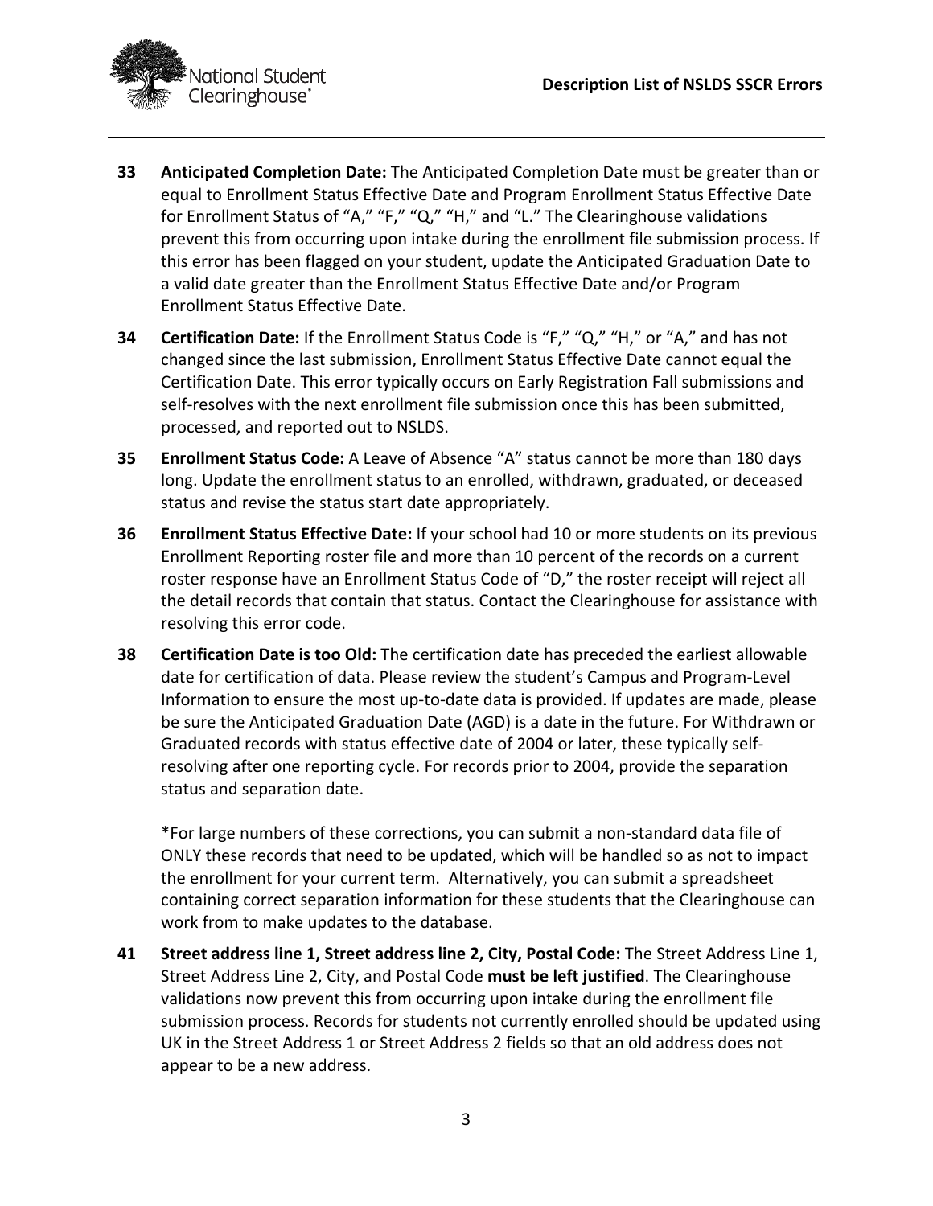**33** **Anticipated Completion Date:** The Anticipated Completion Date must be greater than or equal to Enrollment Status Effective Date and Program Enrollment Status Effective Date for Enrollment Status of "A," "F," "Q," "H," and "L." The Clearinghouse validations prevent this from occurring upon intake during the enrollment file submission process. If this error has been flagged on your student, update the Anticipated Graduation Date to a valid date greater than the Enrollment Status Effective Date and/or Program Enrollment Status Effective Date.

**34** **Certification Date:** If the Enrollment Status Code is "F," "Q," "H," or "A," and has not changed since the last submission, Enrollment Status Effective Date cannot equal the Certification Date. This error typically occurs on Early Registration Fall submissions and self-resolves with the next enrollment file submission once this has been submitted, processed, and reported out to NSLDS.

**35** **Enrollment Status Code:** A Leave of Absence "A" status cannot be more than 180 days long. Update the enrollment status to an enrolled, withdrawn, graduated, or deceased status and revise the status start date appropriately.

**36** **Enrollment Status Effective Date:** If your school had 10 or more students on its previous Enrollment Reporting roster file and more than 10 percent of the records on a current roster response have an Enrollment Status Code of "D," the roster receipt will reject all the detail records that contain that status. Contact the Clearinghouse for assistance with resolving this error code.

**38** **Certification Date is too Old:** The certification date has preceded the earliest allowable date for certification of data. Please review the student's Campus and Program-Level Information to ensure the most up-to-date data is provided. If updates are made, please be sure the Anticipated Graduation Date (AGD) is a date in the future. For Withdrawn or Graduated records with status effective date of 2004 or later, these typically self-resolving after one reporting cycle. For records prior to 2004, provide the separation status and separation date.

*For large numbers of these corrections, you can submit a non-standard data file of ONLY these records that need to be updated, which will be handled so as not to impact the enrollment for your current term. Alternatively, you can submit a spreadsheet containing correct separation information for these students that the Clearinghouse can work from to make updates to the database.

**41** **Street address line 1, Street address line 2, City, Postal Code:** The Street Address Line 1, Street Address Line 2, City, and Postal Code **must be left justified**. The Clearinghouse validations now prevent this from occurring upon intake during the enrollment file submission process. Records for students not currently enrolled should be updated using UK in the Street Address 1 or Street Address 2 fields so that an old address does not appear to be a new address.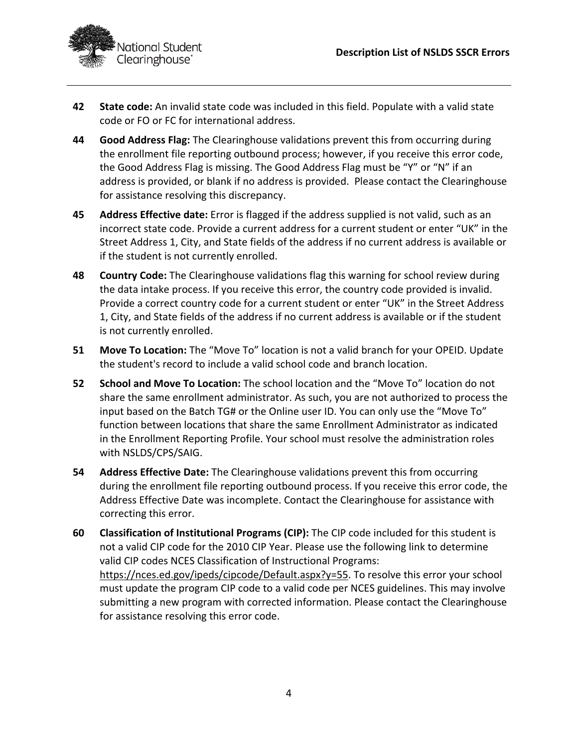**42** **State code:** An invalid state code was included in this field. Populate with a valid state code or FO or FC for international address.

**44** **Good Address Flag:** The Clearinghouse validations prevent this from occurring during the enrollment file reporting outbound process; however, if you receive this error code, the Good Address Flag is missing. The Good Address Flag must be "Y" or "N" if an address is provided, or blank if no address is provided. Please contact the Clearinghouse for assistance resolving this discrepancy.

**45** **Address Effective date:** Error is flagged if the address supplied is not valid, such as an incorrect state code. Provide a current address for a current student or enter "UK" in the Street Address 1, City, and State fields of the address if no current address is available or if the student is not currently enrolled.

**48** **Country Code:** The Clearinghouse validations flag this warning for school review during the data intake process. If you receive this error, the country code provided is invalid. Provide a correct country code for a current student or enter "UK" in the Street Address 1, City, and State fields of the address if no current address is available or if the student is not currently enrolled.

**51** **Move To Location:** The "Move To" location is not a valid branch for your OPEID. Update the student's record to include a valid school code and branch location.

**52** **School and Move To Location:** The school location and the "Move To" location do not share the same enrollment administrator. As such, you are not authorized to process the input based on the Batch TG# or the Online user ID. You can only use the "Move To" function between locations that share the same Enrollment Administrator as indicated in the Enrollment Reporting Profile. Your school must resolve the administration roles with NSLDS/CPS/SAIG.

**54** **Address Effective Date:** The Clearinghouse validations prevent this from occurring during the enrollment file reporting outbound process. If you receive this error code, the Address Effective Date was incomplete. Contact the Clearinghouse for assistance with correcting this error.

**60** **Classification of Institutional Programs (CIP):** The CIP code included for this student is not a valid CIP code for the 2010 CIP Year. Please use the following link to determine valid CIP codes NCES Classification of Instructional Programs: https://nces.ed.gov/ipeds/cipcode/Default.aspx?y=55. To resolve this error your school must update the program CIP code to a valid code per NCES guidelines. This may involve submitting a new program with corrected information. Please contact the Clearinghouse for assistance resolving this error code.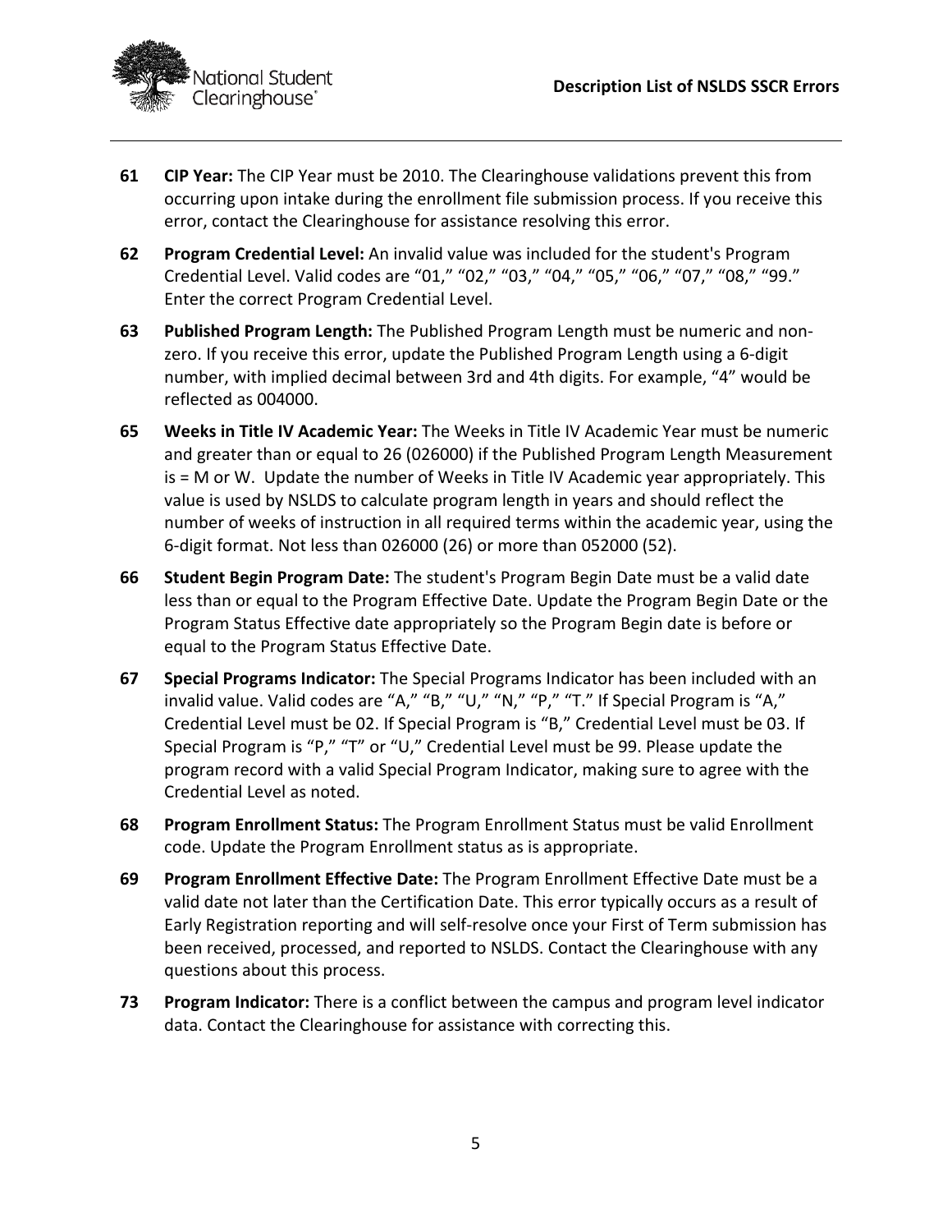**61** **CIP Year:** The CIP Year must be 2010. The Clearinghouse validations prevent this from occurring upon intake during the enrollment file submission process. If you receive this error, contact the Clearinghouse for assistance resolving this error.

**62** **Program Credential Level:** An invalid value was included for the student's Program Credential Level. Valid codes are "01," "02," "03," "04," "05," "06," "07," "08," "99." Enter the correct Program Credential Level.

**63** **Published Program Length:** The Published Program Length must be numeric and non-zero. If you receive this error, update the Published Program Length using a 6-digit number, with implied decimal between 3rd and 4th digits. For example, "4" would be reflected as 004000.

**65** **Weeks in Title IV Academic Year:** The Weeks in Title IV Academic Year must be numeric and greater than or equal to 26 (026000) if the Published Program Length Measurement is = M or W. Update the number of Weeks in Title IV Academic year appropriately. This value is used by NSLDS to calculate program length in years and should reflect the number of weeks of instruction in all required terms within the academic year, using the 6-digit format. Not less than 026000 (26) or more than 052000 (52).

**66** **Student Begin Program Date:** The student's Program Begin Date must be a valid date less than or equal to the Program Effective Date. Update the Program Begin Date or the Program Status Effective date appropriately so the Program Begin date is before or equal to the Program Status Effective Date.

**67** **Special Programs Indicator:** The Special Programs Indicator has been included with an invalid value. Valid codes are "A," "B," "U," "N," "P," "T." If Special Program is "A," Credential Level must be 02. If Special Program is "B," Credential Level must be 03. If Special Program is "P," "T" or "U," Credential Level must be 99. Please update the program record with a valid Special Program Indicator, making sure to agree with the Credential Level as noted.

**68** **Program Enrollment Status:** The Program Enrollment Status must be valid Enrollment code. Update the Program Enrollment status as is appropriate.

**69** **Program Enrollment Effective Date:** The Program Enrollment Effective Date must be a valid date not later than the Certification Date. This error typically occurs as a result of Early Registration reporting and will self-resolve once your First of Term submission has been received, processed, and reported to NSLDS. Contact the Clearinghouse with any questions about this process.

**73** **Program Indicator:** There is a conflict between the campus and program level indicator data. Contact the Clearinghouse for assistance with correcting this.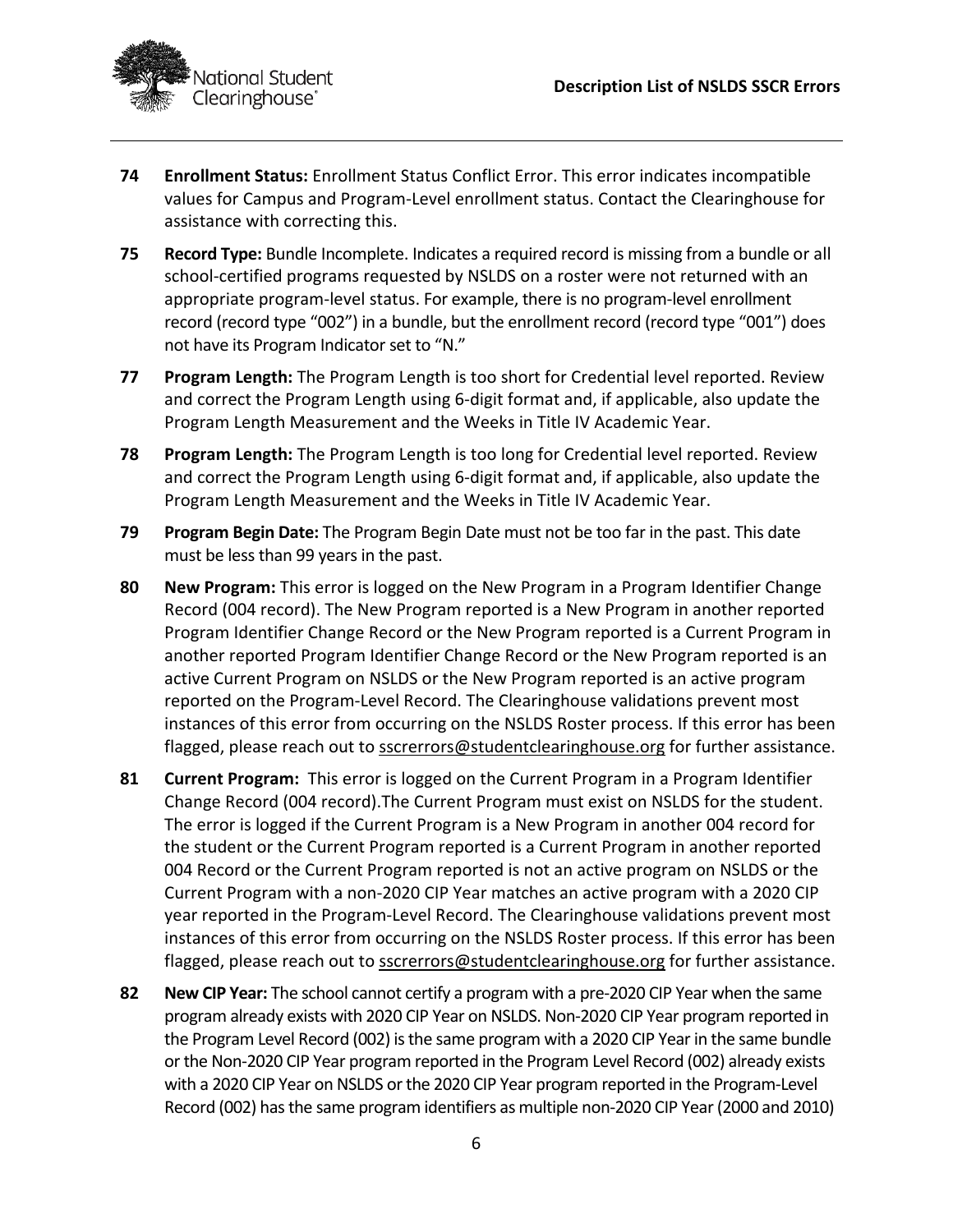**74** **Enrollment Status:** Enrollment Status Conflict Error. This error indicates incompatible values for Campus and Program-Level enrollment status. Contact the Clearinghouse for assistance with correcting this.

**75** **Record Type:** Bundle Incomplete. Indicates a required record is missing from a bundle or all school-certified programs requested by NSLDS on a roster were not returned with an appropriate program-level status. For example, there is no program-level enrollment record (record type "002") in a bundle, but the enrollment record (record type "001") does not have its Program Indicator set to "N."

**77** **Program Length:** The Program Length is too short for Credential level reported. Review and correct the Program Length using 6-digit format and, if applicable, also update the Program Length Measurement and the Weeks in Title IV Academic Year.

**78** **Program Length:** The Program Length is too long for Credential level reported. Review and correct the Program Length using 6-digit format and, if applicable, also update the Program Length Measurement and the Weeks in Title IV Academic Year.

**79** **Program Begin Date:** The Program Begin Date must not be too far in the past. This date must be less than 99 years in the past.

**80** **New Program:** This error is logged on the New Program in a Program Identifier Change Record (004 record). The New Program reported is a New Program in another reported Program Identifier Change Record or the New Program reported is a Current Program in another reported Program Identifier Change Record or the New Program reported is an active Current Program on NSLDS or the New Program reported is an active program reported on the Program-Level Record. The Clearinghouse validations prevent most instances of this error from occurring on the NSLDS Roster process. If this error has been flagged, please reach out to sscrerrors@studentclearinghouse.org for further assistance.

**81** **Current Program:** This error is logged on the Current Program in a Program Identifier Change Record (004 record).The Current Program must exist on NSLDS for the student. The error is logged if the Current Program is a New Program in another 004 record for the student or the Current Program reported is a Current Program in another reported 004 Record or the Current Program reported is not an active program on NSLDS or the Current Program with a non-2020 CIP Year matches an active program with a 2020 CIP year reported in the Program-Level Record. The Clearinghouse validations prevent most instances of this error from occurring on the NSLDS Roster process. If this error has been flagged, please reach out to sscrerrors@studentclearinghouse.org for further assistance.

**82** **New CIP Year:** The school cannot certify a program with a pre-2020 CIP Year when the same program already exists with 2020 CIP Year on NSLDS. Non-2020 CIP Year program reported in the Program Level Record (002) is the same program with a 2020 CIP Year in the same bundle or the Non-2020 CIP Year program reported in the Program Level Record (002) already exists with a 2020 CIP Year on NSLDS or the 2020 CIP Year program reported in the Program-Level Record (002) has the same program identifiers as multiple non-2020 CIP Year (2000 and 2010)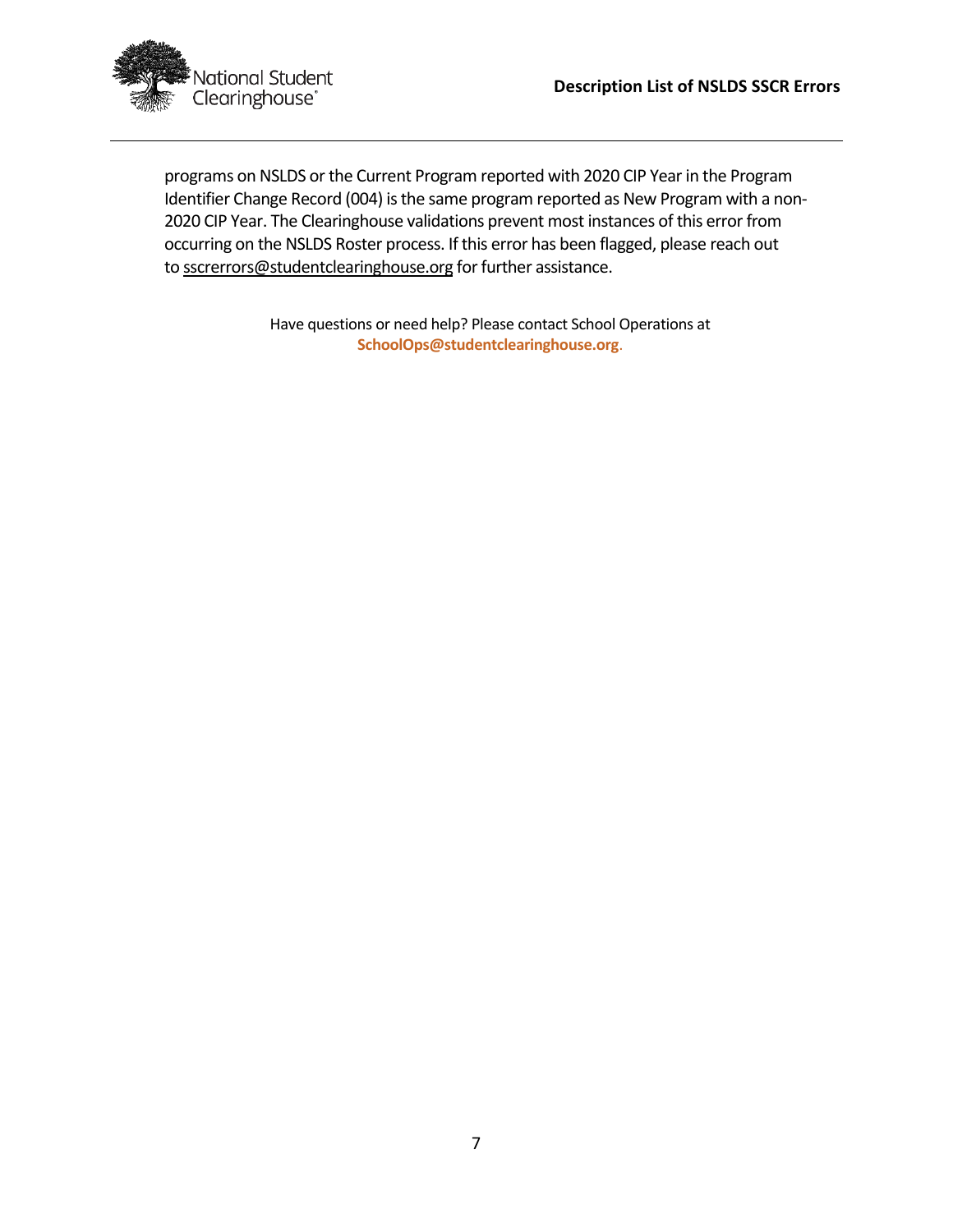programs on NSLDS or the Current Program reported with 2020 CIP Year in the Program Identifier Change Record (004) is the same program reported as New Program with a non-2020 CIP Year. The Clearinghouse validations prevent most instances of this error from occurring on the NSLDS Roster process. If this error has been flagged, please reach out to sscrerrors@studentclearinghouse.org for further assistance.

Have questions or need help? Please contact School Operations at **SchoolOps@studentclearinghouse.org**.